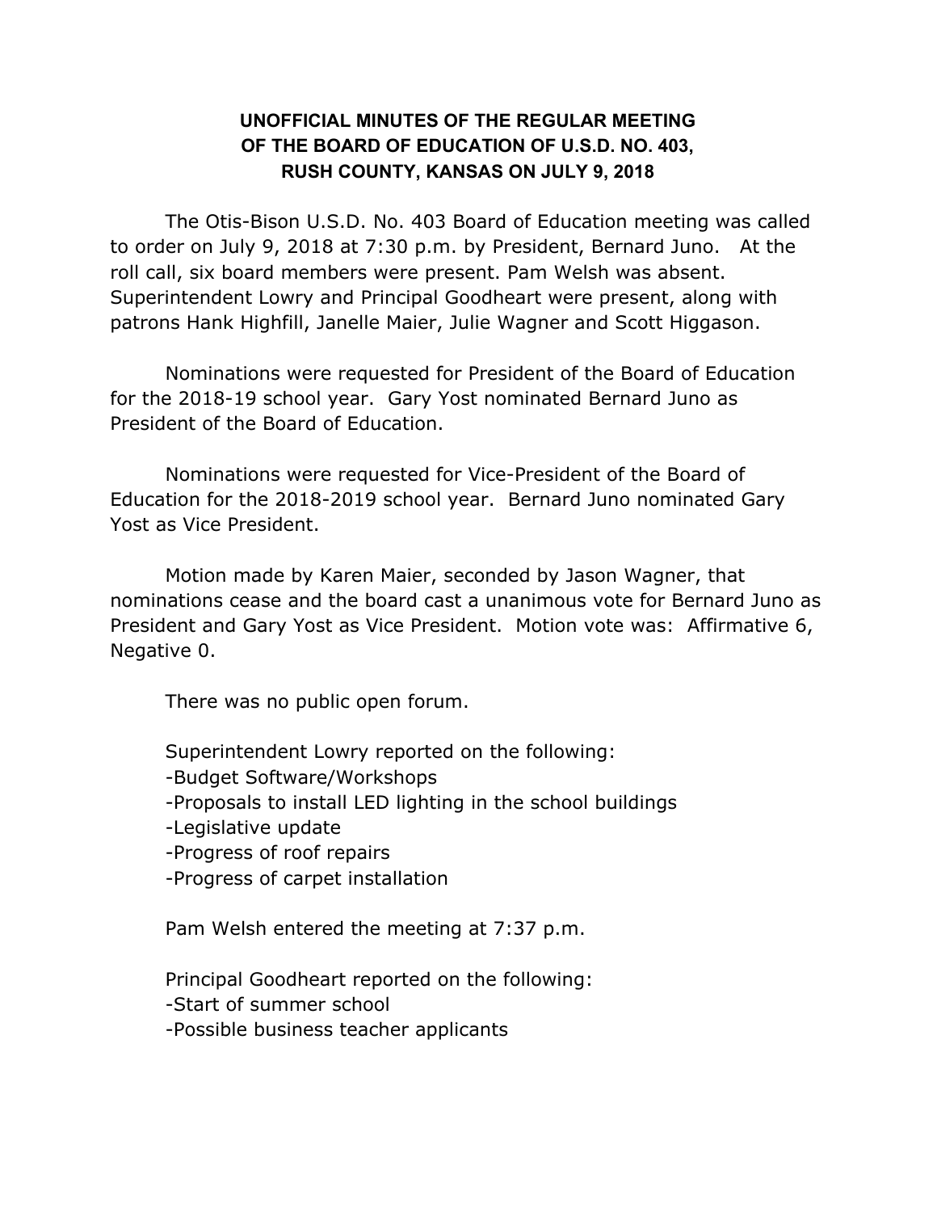# UNOFFICIAL MINUTES OF THE REGULAR MEETING OF THE BOARD OF EDUCATION OF U.S.D. NO. 403, RUSH COUNTY, KANSAS ON JULY 9, 2018

The Otis-Bison U.S.D. No. 403 Board of Education meeting was called to order on July 9, 2018 at 7:30 p.m. by President, Bernard Juno. At the roll call, six board members were present. Pam Welsh was absent. Superintendent Lowry and Principal Goodheart were present, along with patrons Hank Highfill, Janelle Maier, Julie Wagner and Scott Higgason.

Nominations were requested for President of the Board of Education for the 2018-19 school year. Gary Yost nominated Bernard Juno as President of the Board of Education.

Nominations were requested for Vice-President of the Board of Education for the 2018-2019 school year. Bernard Juno nominated Gary Yost as Vice President.

Motion made by Karen Maier, seconded by Jason Wagner, that nominations cease and the board cast a unanimous vote for Bernard Juno as President and Gary Yost as Vice President. Motion vote was: Affirmative 6, Negative 0.

There was no public open forum.

Superintendent Lowry reported on the following:
- Budget Software/Workshops
- Proposals to install LED lighting in the school buildings
- Legislative update
- Progress of roof repairs
- Progress of carpet installation

Pam Welsh entered the meeting at 7:37 p.m.

Principal Goodheart reported on the following:
- Start of summer school
- Possible business teacher applicants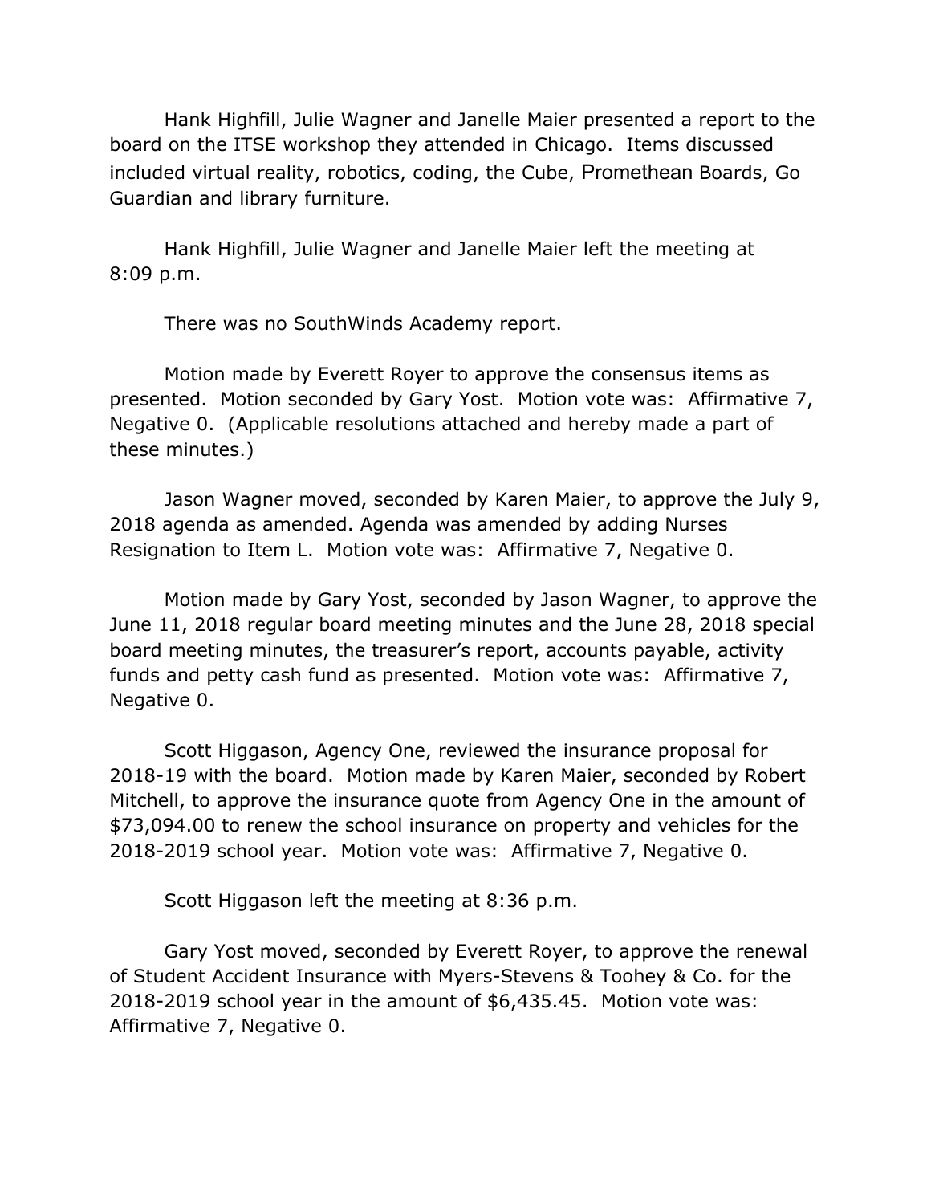Hank Highfill, Julie Wagner and Janelle Maier presented a report to the board on the ITSE workshop they attended in Chicago. Items discussed included virtual reality, robotics, coding, the Cube, Promethean Boards, Go Guardian and library furniture.

Hank Highfill, Julie Wagner and Janelle Maier left the meeting at 8:09 p.m.

There was no SouthWinds Academy report.

Motion made by Everett Royer to approve the consensus items as presented. Motion seconded by Gary Yost. Motion vote was: Affirmative 7, Negative 0. (Applicable resolutions attached and hereby made a part of these minutes.)

Jason Wagner moved, seconded by Karen Maier, to approve the July 9, 2018 agenda as amended. Agenda was amended by adding Nurses Resignation to Item L. Motion vote was: Affirmative 7, Negative 0.

Motion made by Gary Yost, seconded by Jason Wagner, to approve the June 11, 2018 regular board meeting minutes and the June 28, 2018 special board meeting minutes, the treasurer's report, accounts payable, activity funds and petty cash fund as presented. Motion vote was: Affirmative 7, Negative 0.

Scott Higgason, Agency One, reviewed the insurance proposal for 2018-19 with the board. Motion made by Karen Maier, seconded by Robert Mitchell, to approve the insurance quote from Agency One in the amount of $73,094.00 to renew the school insurance on property and vehicles for the 2018-2019 school year. Motion vote was: Affirmative 7, Negative 0.

Scott Higgason left the meeting at 8:36 p.m.

Gary Yost moved, seconded by Everett Royer, to approve the renewal of Student Accident Insurance with Myers-Stevens & Toohey & Co. for the 2018-2019 school year in the amount of $6,435.45. Motion vote was: Affirmative 7, Negative 0.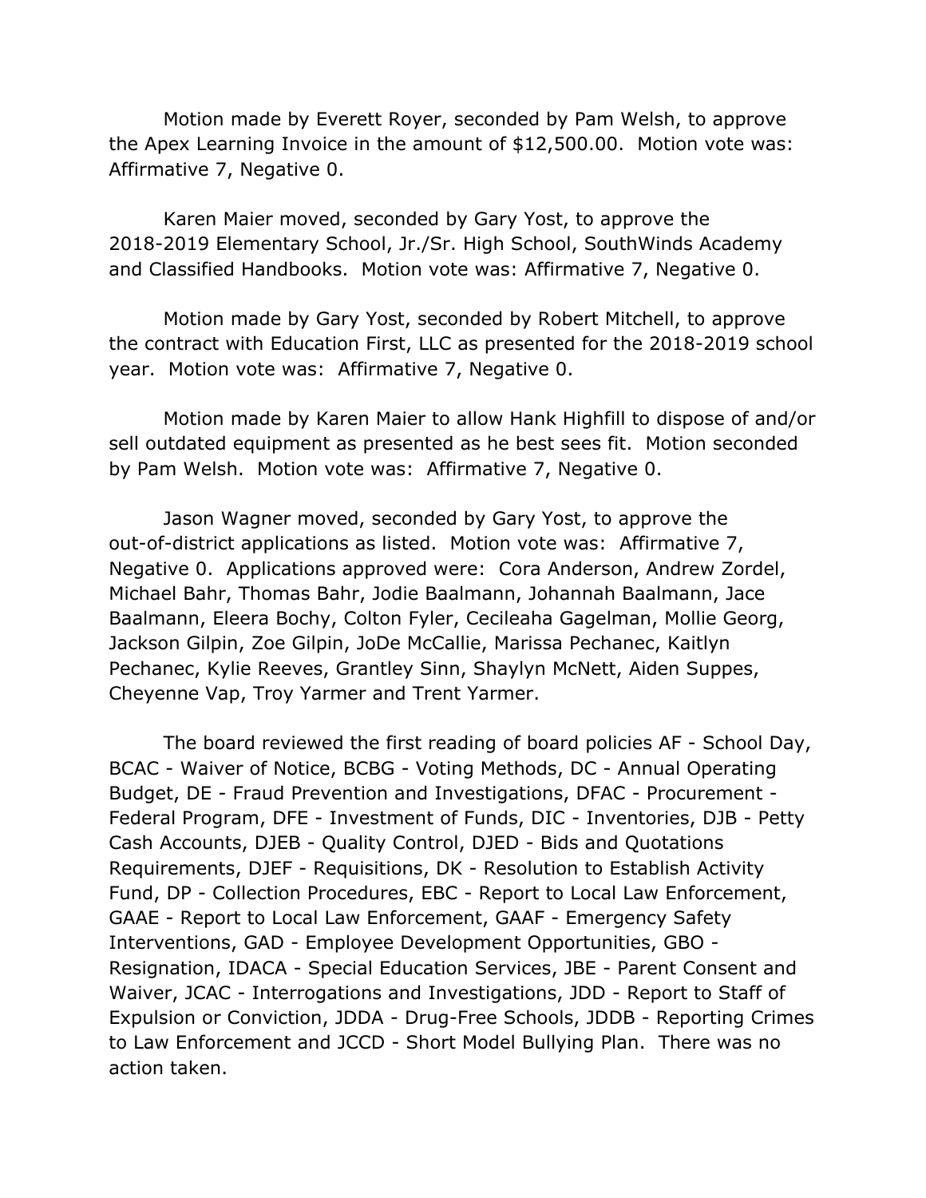Motion made by Everett Royer, seconded by Pam Welsh, to approve the Apex Learning Invoice in the amount of $12,500.00. Motion vote was: Affirmative 7, Negative 0.

Karen Maier moved, seconded by Gary Yost, to approve the 2018-2019 Elementary School, Jr./Sr. High School, SouthWinds Academy and Classified Handbooks. Motion vote was: Affirmative 7, Negative 0.

Motion made by Gary Yost, seconded by Robert Mitchell, to approve the contract with Education First, LLC as presented for the 2018-2019 school year. Motion vote was: Affirmative 7, Negative 0.

Motion made by Karen Maier to allow Hank Highfill to dispose of and/or sell outdated equipment as presented as he best sees fit. Motion seconded by Pam Welsh. Motion vote was: Affirmative 7, Negative 0.

Jason Wagner moved, seconded by Gary Yost, to approve the out-of-district applications as listed. Motion vote was: Affirmative 7, Negative 0. Applications approved were: Cora Anderson, Andrew Zordel, Michael Bahr, Thomas Bahr, Jodie Baalmann, Johannah Baalmann, Jace Baalmann, Eleera Bochy, Colton Fyler, Cecileaha Gagelman, Mollie Georg, Jackson Gilpin, Zoe Gilpin, JoDe McCallie, Marissa Pechanec, Kaitlyn Pechanec, Kylie Reeves, Grantley Sinn, Shaylyn McNett, Aiden Suppes, Cheyenne Vap, Troy Yarmer and Trent Yarmer.

The board reviewed the first reading of board policies AF - School Day, BCAC - Waiver of Notice, BCBG - Voting Methods, DC - Annual Operating Budget, DE - Fraud Prevention and Investigations, DFAC - Procurement - Federal Program, DFE - Investment of Funds, DIC - Inventories, DJB - Petty Cash Accounts, DJEB - Quality Control, DJED - Bids and Quotations Requirements, DJEF - Requisitions, DK - Resolution to Establish Activity Fund, DP - Collection Procedures, EBC - Report to Local Law Enforcement, GAAE - Report to Local Law Enforcement, GAAF - Emergency Safety Interventions, GAD - Employee Development Opportunities, GBO - Resignation, IDACA - Special Education Services, JBE - Parent Consent and Waiver, JCAC - Interrogations and Investigations, JDD - Report to Staff of Expulsion or Conviction, JDDA - Drug-Free Schools, JDDB - Reporting Crimes to Law Enforcement and JCCD - Short Model Bullying Plan. There was no action taken.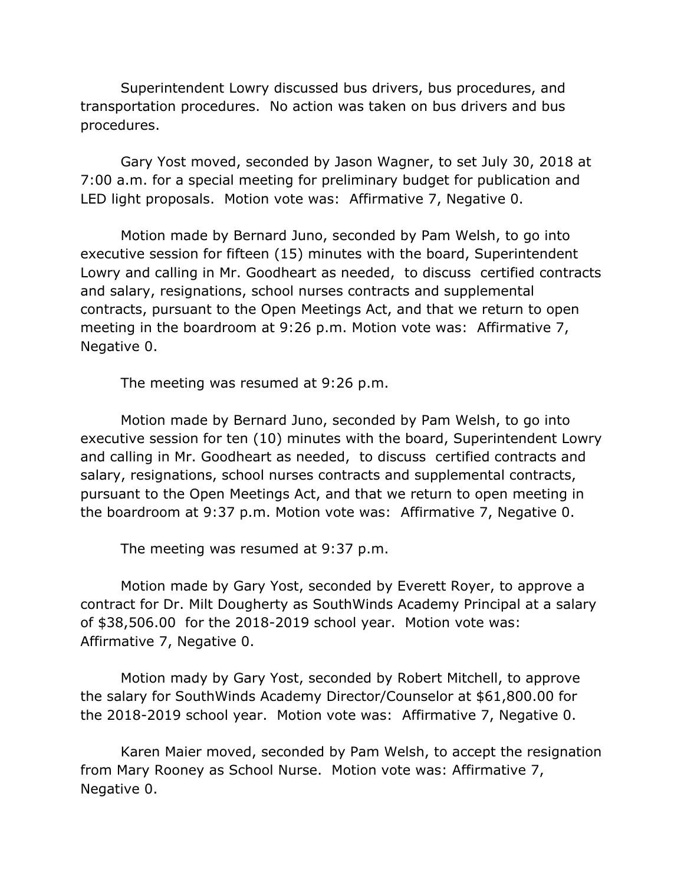Superintendent Lowry discussed bus drivers, bus procedures, and transportation procedures. No action was taken on bus drivers and bus procedures.

Gary Yost moved, seconded by Jason Wagner, to set July 30, 2018 at 7:00 a.m. for a special meeting for preliminary budget for publication and LED light proposals. Motion vote was: Affirmative 7, Negative 0.

Motion made by Bernard Juno, seconded by Pam Welsh, to go into executive session for fifteen (15) minutes with the board, Superintendent Lowry and calling in Mr. Goodheart as needed, to discuss certified contracts and salary, resignations, school nurses contracts and supplemental contracts, pursuant to the Open Meetings Act, and that we return to open meeting in the boardroom at 9:26 p.m. Motion vote was: Affirmative 7, Negative 0.

The meeting was resumed at 9:26 p.m.

Motion made by Bernard Juno, seconded by Pam Welsh, to go into executive session for ten (10) minutes with the board, Superintendent Lowry and calling in Mr. Goodheart as needed, to discuss certified contracts and salary, resignations, school nurses contracts and supplemental contracts, pursuant to the Open Meetings Act, and that we return to open meeting in the boardroom at 9:37 p.m. Motion vote was: Affirmative 7, Negative 0.

The meeting was resumed at 9:37 p.m.

Motion made by Gary Yost, seconded by Everett Royer, to approve a contract for Dr. Milt Dougherty as SouthWinds Academy Principal at a salary of $38,506.00 for the 2018-2019 school year. Motion vote was: Affirmative 7, Negative 0.

Motion mady by Gary Yost, seconded by Robert Mitchell, to approve the salary for SouthWinds Academy Director/Counselor at $61,800.00 for the 2018-2019 school year. Motion vote was: Affirmative 7, Negative 0.

Karen Maier moved, seconded by Pam Welsh, to accept the resignation from Mary Rooney as School Nurse. Motion vote was: Affirmative 7, Negative 0.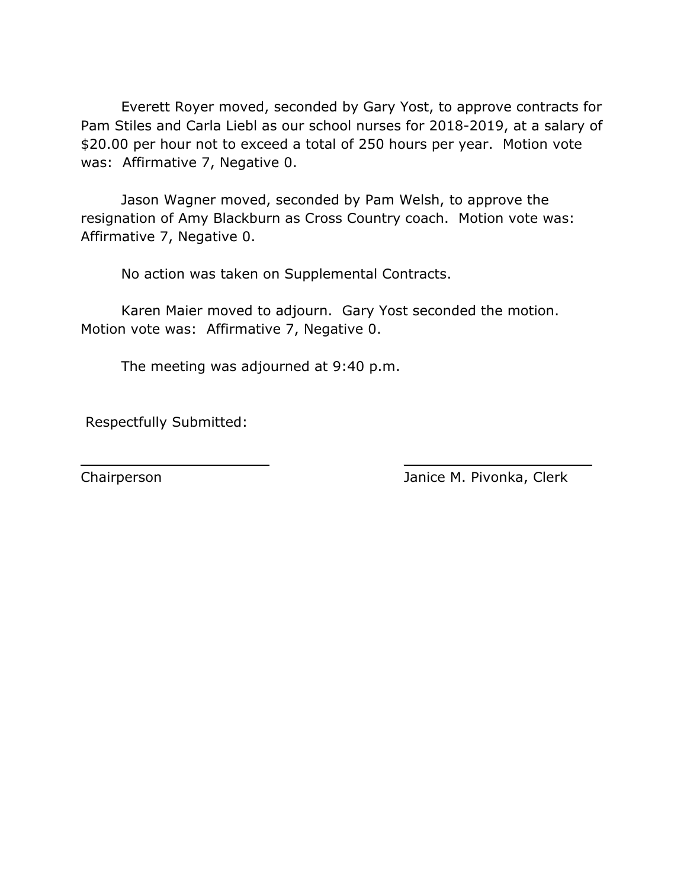Everett Royer moved, seconded by Gary Yost, to approve contracts for Pam Stiles and Carla Liebl as our school nurses for 2018-2019, at a salary of $20.00 per hour not to exceed a total of 250 hours per year. Motion vote was: Affirmative 7, Negative 0.

Jason Wagner moved, seconded by Pam Welsh, to approve the resignation of Amy Blackburn as Cross Country coach. Motion vote was: Affirmative 7, Negative 0.

No action was taken on Supplemental Contracts.

Karen Maier moved to adjourn. Gary Yost seconded the motion. Motion vote was: Affirmative 7, Negative 0.

The meeting was adjourned at 9:40 p.m.

Respectfully Submitted:

______________________　　　　　　　　______________________

Chairperson　　　　　　　　　　　　　　Janice M. Pivonka, Clerk